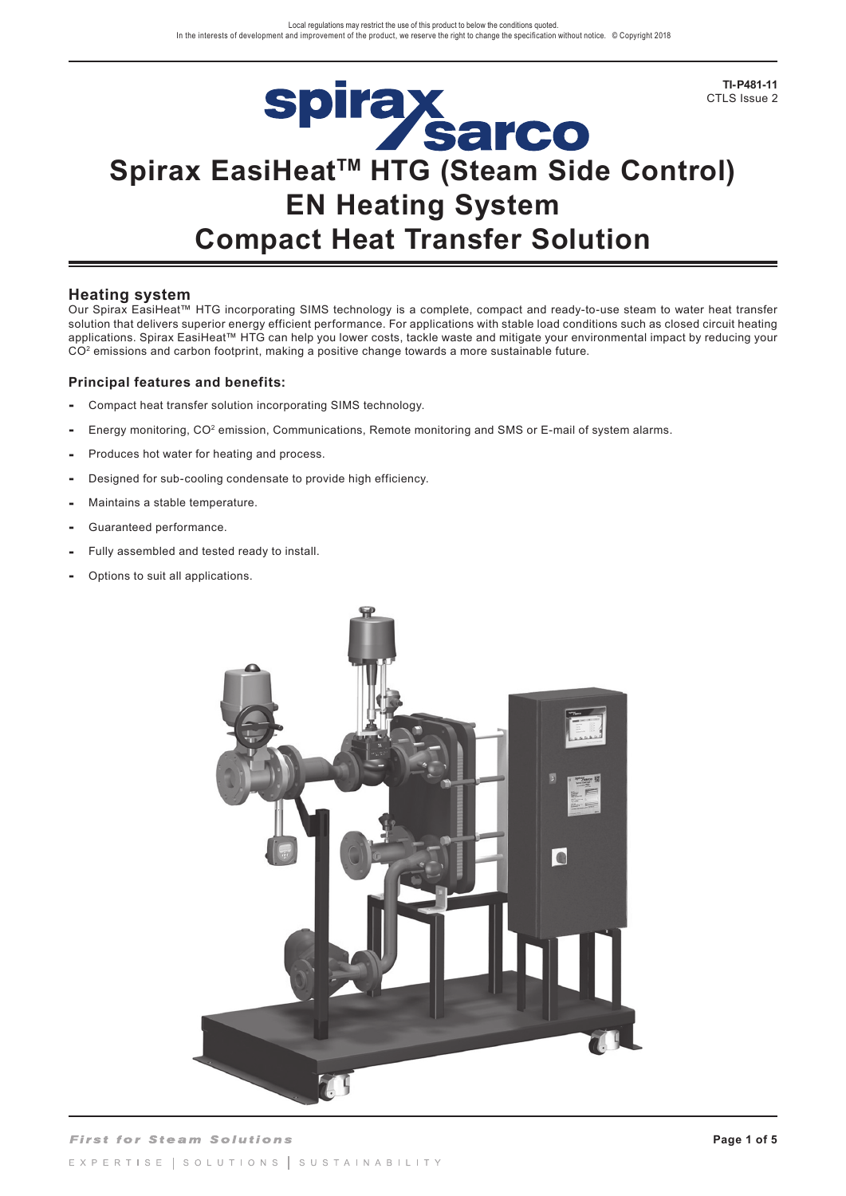Local regulations may restrict the use of this product to below the conditions quoted.
In the interests of development and improvement of the product, we reserve the right to change the specification without notice. © Copyright 2018

**TI-P481-11**
CTLS Issue 2

# Spirax EasiHeat™ HTG (Steam Side Control) EN Heating System Compact Heat Transfer Solution

## Heating system

Our Spirax EasiHeat™ HTG incorporating SIMS technology is a complete, compact and ready-to-use steam to water heat transfer solution that delivers superior energy efficient performance. For applications with stable load conditions such as closed circuit heating applications. Spirax EasiHeat™ HTG can help you lower costs, tackle waste and mitigate your environmental impact by reducing your $CO^2$ emissions and carbon footprint, making a positive change towards a more sustainable future.

### Principal features and benefits:

- Compact heat transfer solution incorporating SIMS technology.
- Energy monitoring, $CO^2$ emission, Communications, Remote monitoring and SMS or E-mail of system alarms.
- Produces hot water for heating and process.
- Designed for sub-cooling condensate to provide high efficiency.
- Maintains a stable temperature.
- Guaranteed performance.
- Fully assembled and tested ready to install.
- Options to suit all applications.

*First for Steam Solutions*

EXPERTISE | SOLUTIONS | SUSTAINABILITY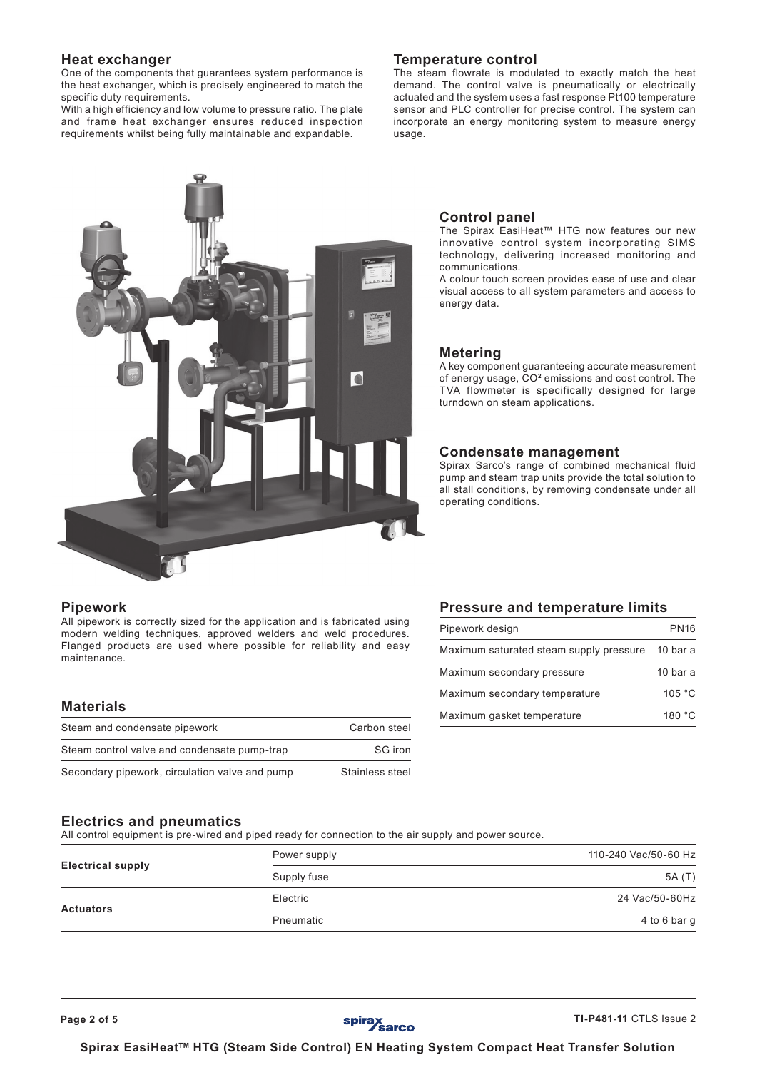## Heat exchanger

One of the components that guarantees system performance is the heat exchanger, which is precisely engineered to match the specific duty requirements.

With a high efficiency and low volume to pressure ratio. The plate and frame heat exchanger ensures reduced inspection requirements whilst being fully maintainable and expandable.

## Temperature control

The steam flowrate is modulated to exactly match the heat demand. The control valve is pneumatically or electrically actuated and the system uses a fast response Pt100 temperature sensor and PLC controller for precise control. The system can incorporate an energy monitoring system to measure energy usage.

## Control panel

The Spirax EasiHeat™ HTG now features our new innovative control system incorporating SIMS technology, delivering increased monitoring and communications.

A colour touch screen provides ease of use and clear visual access to all system parameters and access to energy data.

## Metering

A key component guaranteeing accurate measurement of energy usage, $CO^2$ emissions and cost control. The TVA flowmeter is specifically designed for large turndown on steam applications.

## Condensate management

Spirax Sarco's range of combined mechanical fluid pump and steam trap units provide the total solution to all stall conditions, by removing condensate under all operating conditions.

## Pipework

All pipework is correctly sized for the application and is fabricated using modern welding techniques, approved welders and weld procedures. Flanged products are used where possible for reliability and easy maintenance.

## Pressure and temperature limits

| | |
|---|---|
| Pipework design | PN16 |
| Maximum saturated steam supply pressure | 10 bar a |
| Maximum secondary pressure | 10 bar a |
| Maximum secondary temperature | 105 °C |
| Maximum gasket temperature | 180 °C |

## Materials

| | |
|---|---|
| Steam and condensate pipework | Carbon steel |
| Steam control valve and condensate pump-trap | SG iron |
| Secondary pipework, circulation valve and pump | Stainless steel |

## Electrics and pneumatics

All control equipment is pre-wired and piped ready for connection to the air supply and power source.

| | | |
|---|---|---|
| **Electrical supply** | Power supply | 110-240 Vac/50-60 Hz |
| | Supply fuse | 5A (T) |
| **Actuators** | Electric | 24 Vac/50-60Hz |
| | Pneumatic | 4 to 6 bar g |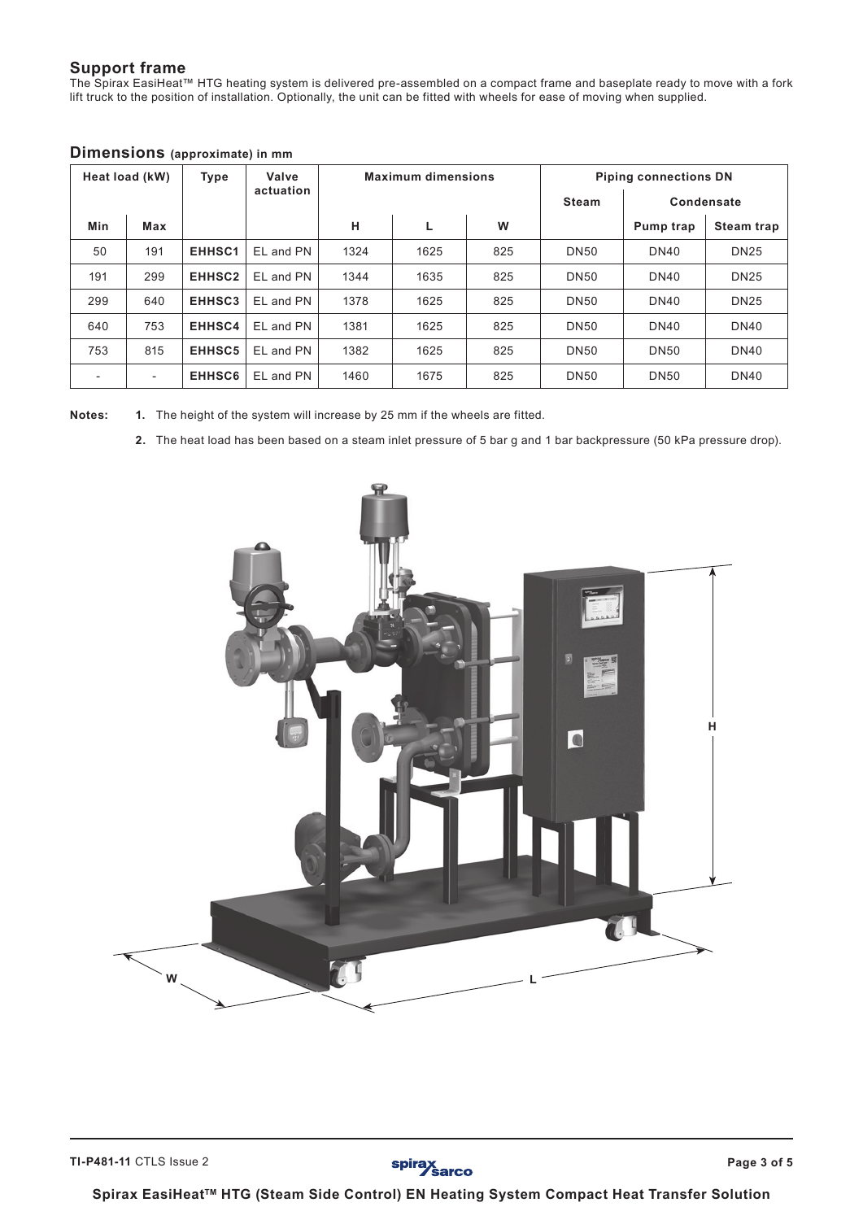## Support frame

The Spirax EasiHeat™ HTG heating system is delivered pre-assembled on a compact frame and baseplate ready to move with a fork lift truck to the position of installation. Optionally, the unit can be fitted with wheels for ease of moving when supplied.

## Dimensions (approximate) in mm

| Heat load (kW) | | Type | Valve actuation | Maximum dimensions | | | Piping connections DN | | |
|---|---|---|---|---|---|---|---|---|---|
| | | | | | | | Steam | Condensate | |
| Min | Max | | | H | L | W | | Pump trap | Steam trap |
| 50 | 191 | **EHHSC1** | EL and PN | 1324 | 1625 | 825 | DN50 | DN40 | DN25 |
| 191 | 299 | **EHHSC2** | EL and PN | 1344 | 1635 | 825 | DN50 | DN40 | DN25 |
| 299 | 640 | **EHHSC3** | EL and PN | 1378 | 1625 | 825 | DN50 | DN40 | DN25 |
| 640 | 753 | **EHHSC4** | EL and PN | 1381 | 1625 | 825 | DN50 | DN40 | DN40 |
| 753 | 815 | **EHHSC5** | EL and PN | 1382 | 1625 | 825 | DN50 | DN50 | DN40 |
| - | - | **EHHSC6** | EL and PN | 1460 | 1675 | 825 | DN50 | DN50 | DN40 |

**Notes:**

1. The height of the system will increase by 25 mm if the wheels are fitted.
2. The heat load has been based on a steam inlet pressure of 5 bar g and 1 bar backpressure (50 kPa pressure drop).

H

W

L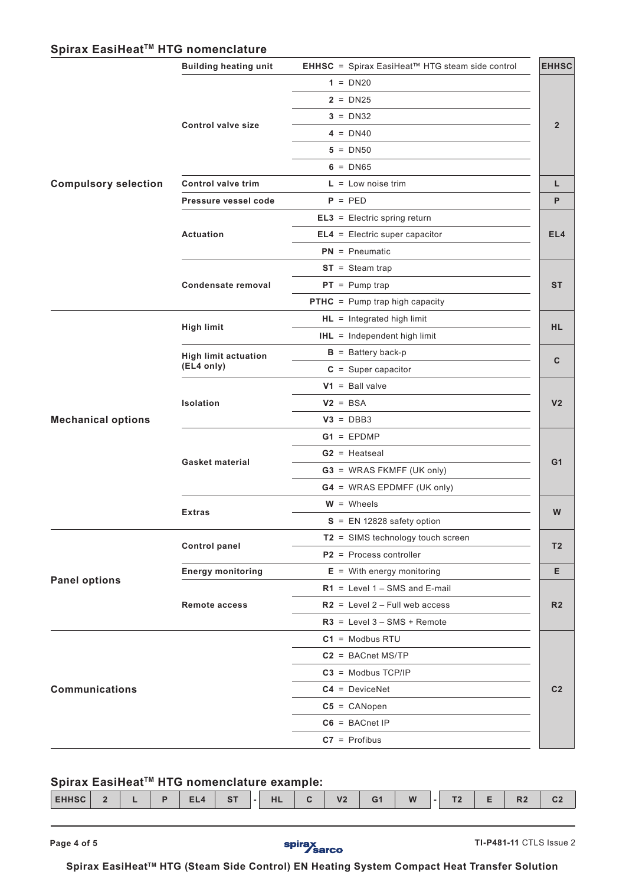## Spirax EasiHeat™ HTG nomenclature

| | | | |
|---|---|---|---|
| **Compulsory selection** | **Building heating unit** | **EHHSC** = Spirax EasiHeat™ HTG steam side control | **EHHSC** |
| | **Control valve size** | **1** = DN20 | **2** |
| | | **2** = DN25 | |
| | | **3** = DN32 | |
| | | **4** = DN40 | |
| | | **5** = DN50 | |
| | | **6** = DN65 | |
| | **Control valve trim** | **L** = Low noise trim | **L** |
| | **Pressure vessel code** | **P** = PED | **P** |
| | **Actuation** | **EL3** = Electric spring return | **EL4** |
| | | **EL4** = Electric super capacitor | |
| | | **PN** = Pneumatic | |
| | **Condensate removal** | **ST** = Steam trap | **ST** |
| | | **PT** = Pump trap | |
| | | **PTHC** = Pump trap high capacity | |
| **Mechanical options** | **High limit** | **HL** = Integrated high limit | **HL** |
| | | **IHL** = Independent high limit | |
| | **High limit actuation (EL4 only)** | **B** = Battery back-p | **C** |
| | | **C** = Super capacitor | |
| | **Isolation** | **V1** = Ball valve | **V2** |
| | | **V2** = BSA | |
| | | **V3** = DBB3 | |
| | **Gasket material** | **G1** = EPDMP | **G1** |
| | | **G2** = Heatseal | |
| | | **G3** = WRAS FKMFF (UK only) | |
| | | **G4** = WRAS EPDMFF (UK only) | |
| | **Extras** | **W** = Wheels | **W** |
| | | **S** = EN 12828 safety option | |
| **Panel options** | **Control panel** | **T2** = SIMS technology touch screen | **T2** |
| | | **P2** = Process controller | |
| | **Energy monitoring** | **E** = With energy monitoring | **E** |
| | **Remote access** | **R1** = Level 1 – SMS and E-mail | **R2** |
| | | **R2** = Level 2 – Full web access | |
| | | **R3** = Level 3 – SMS + Remote | |
| **Communications** | | **C1** = Modbus RTU | **C2** |
| | | **C2** = BACnet MS/TP | |
| | | **C3** = Modbus TCP/IP | |
| | | **C4** = DeviceNet | |
| | | **C5** = CANopen | |
| | | **C6** = BACnet IP | |
| | | **C7** = Profibus | |

## Spirax EasiHeat™ HTG nomenclature example:

| EHHSC | 2 | L | P | EL4 | ST | - | HL | C | V2 | G1 | W | - | T2 | E | R2 | C2 |
|---|---|---|---|---|---|---|---|---|---|---|---|---|---|---|---|---|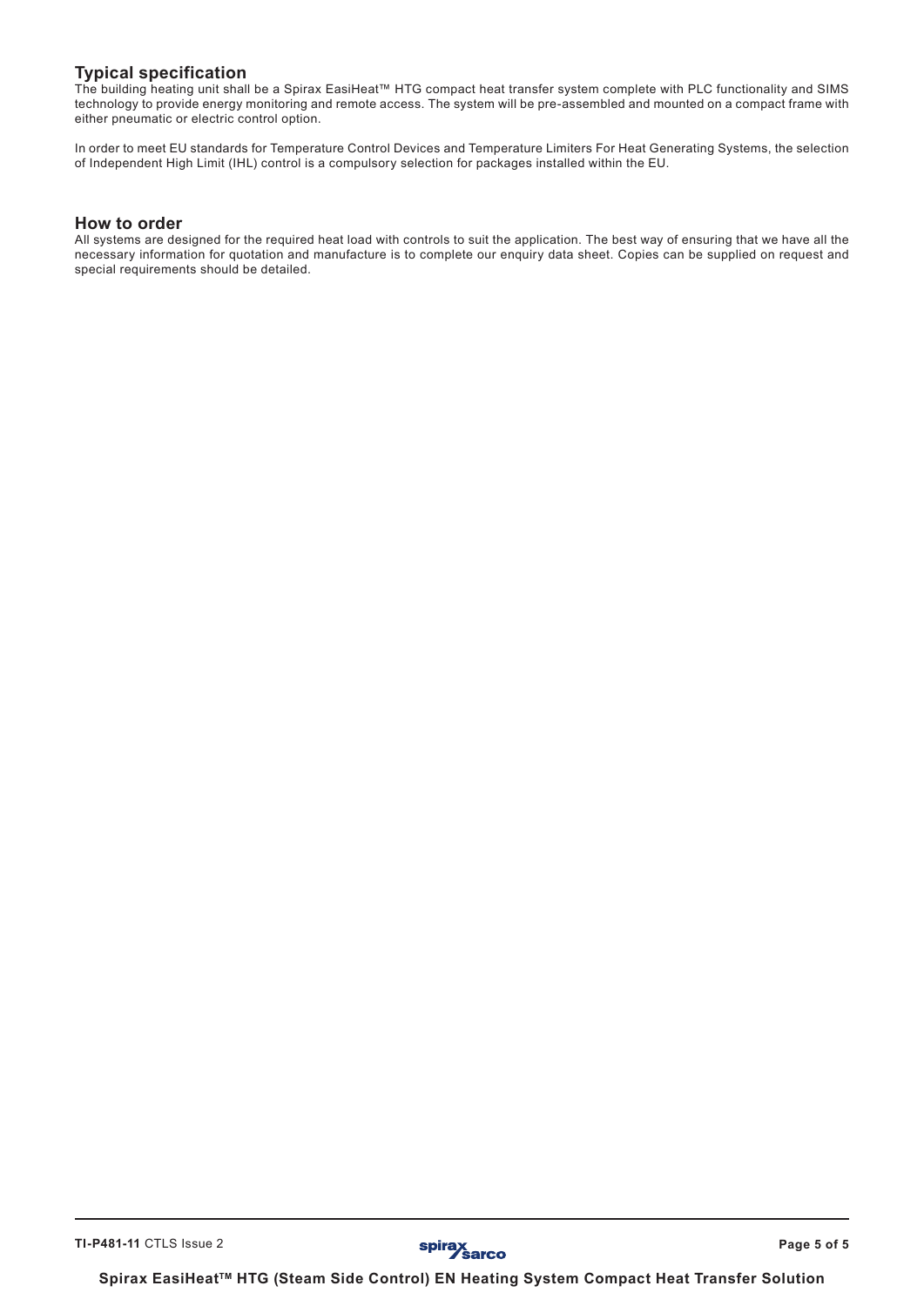## Typical specification

The building heating unit shall be a Spirax EasiHeat™ HTG compact heat transfer system complete with PLC functionality and SIMS technology to provide energy monitoring and remote access. The system will be pre-assembled and mounted on a compact frame with either pneumatic or electric control option.

In order to meet EU standards for Temperature Control Devices and Temperature Limiters For Heat Generating Systems, the selection of Independent High Limit (IHL) control is a compulsory selection for packages installed within the EU.

## How to order

All systems are designed for the required heat load with controls to suit the application. The best way of ensuring that we have all the necessary information for quotation and manufacture is to complete our enquiry data sheet. Copies can be supplied on request and special requirements should be detailed.